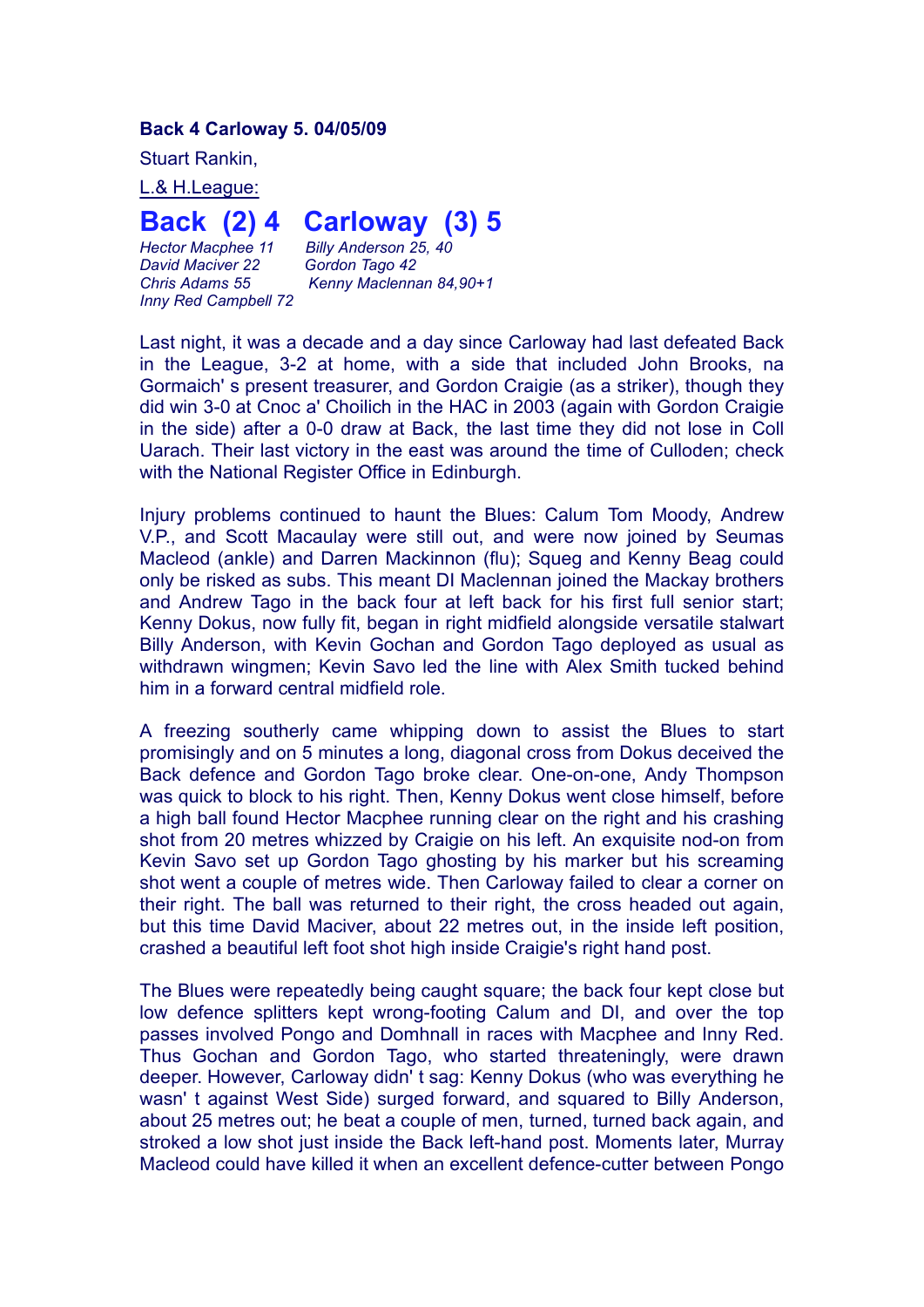**Back 4 Carloway 5. 04/05/09**

Stuart Rankin,

L.& H.League:

# Back (2) 4 Carloway (3) 5

| Back | Carloway |
|---|---|
| *Hector Macphee 11* | *Billy Anderson 25, 40* |
| *David Maciver 22* | *Gordon Tago 42* |
| *Chris Adams 55* | *Kenny Maclennan 84,90+1* |
| *Inny Red Campbell 72* | |

Last night, it was a decade and a day since Carloway had last defeated Back in the League, 3-2 at home, with a side that included John Brooks, na Gormaich' s present treasurer, and Gordon Craigie (as a striker), though they did win 3-0 at Cnoc a' Choilich in the HAC in 2003 (again with Gordon Craigie in the side) after a 0-0 draw at Back, the last time they did not lose in Coll Uarach. Their last victory in the east was around the time of Culloden; check with the National Register Office in Edinburgh.

Injury problems continued to haunt the Blues: Calum Tom Moody, Andrew V.P., and Scott Macaulay were still out, and were now joined by Seumas Macleod (ankle) and Darren Mackinnon (flu); Squeg and Kenny Beag could only be risked as subs. This meant DI Maclennan joined the Mackay brothers and Andrew Tago in the back four at left back for his first full senior start; Kenny Dokus, now fully fit, began in right midfield alongside versatile stalwart Billy Anderson, with Kevin Gochan and Gordon Tago deployed as usual as withdrawn wingmen; Kevin Savo led the line with Alex Smith tucked behind him in a forward central midfield role.

A freezing southerly came whipping down to assist the Blues to start promisingly and on 5 minutes a long, diagonal cross from Dokus deceived the Back defence and Gordon Tago broke clear. One-on-one, Andy Thompson was quick to block to his right. Then, Kenny Dokus went close himself, before a high ball found Hector Macphee running clear on the right and his crashing shot from 20 metres whizzed by Craigie on his left. An exquisite nod-on from Kevin Savo set up Gordon Tago ghosting by his marker but his screaming shot went a couple of metres wide. Then Carloway failed to clear a corner on their right. The ball was returned to their right, the cross headed out again, but this time David Maciver, about 22 metres out, in the inside left position, crashed a beautiful left foot shot high inside Craigie's right hand post.

The Blues were repeatedly being caught square; the back four kept close but low defence splitters kept wrong-footing Calum and DI, and over the top passes involved Pongo and Domhnall in races with Macphee and Inny Red. Thus Gochan and Gordon Tago, who started threateningly, were drawn deeper. However, Carloway didn' t sag: Kenny Dokus (who was everything he wasn' t against West Side) surged forward, and squared to Billy Anderson, about 25 metres out; he beat a couple of men, turned, turned back again, and stroked a low shot just inside the Back left-hand post. Moments later, Murray Macleod could have killed it when an excellent defence-cutter between Pongo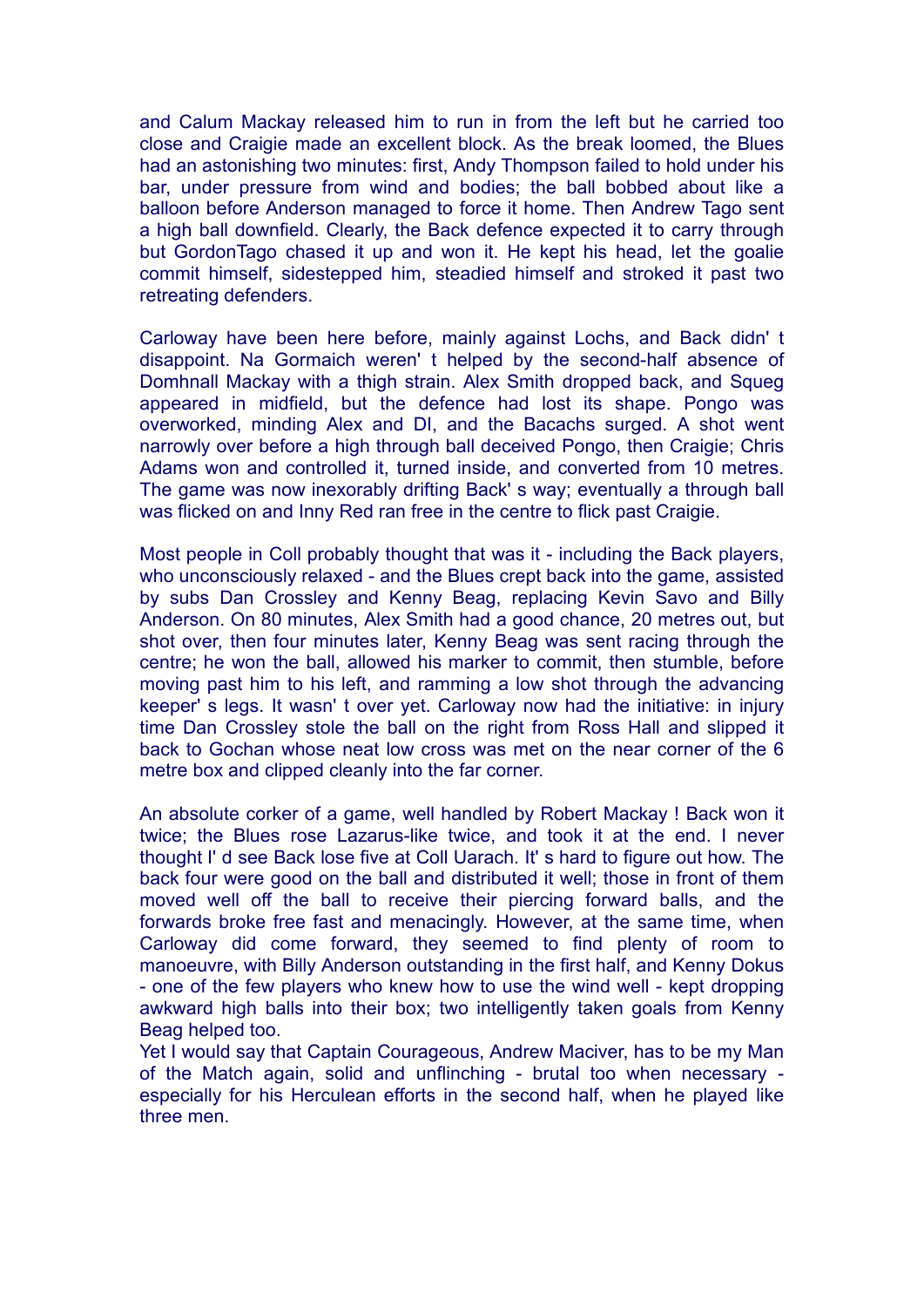and Calum Mackay released him to run in from the left but he carried too close and Craigie made an excellent block. As the break loomed, the Blues had an astonishing two minutes: first, Andy Thompson failed to hold under his bar, under pressure from wind and bodies; the ball bobbed about like a balloon before Anderson managed to force it home. Then Andrew Tago sent a high ball downfield. Clearly, the Back defence expected it to carry through but GordonTago chased it up and won it. He kept his head, let the goalie commit himself, sidestepped him, steadied himself and stroked it past two retreating defenders.

Carloway have been here before, mainly against Lochs, and Back didn' t disappoint. Na Gormaich weren' t helped by the second-half absence of Domhnall Mackay with a thigh strain. Alex Smith dropped back, and Squeg appeared in midfield, but the defence had lost its shape. Pongo was overworked, minding Alex and DI, and the Bacachs surged. A shot went narrowly over before a high through ball deceived Pongo, then Craigie; Chris Adams won and controlled it, turned inside, and converted from 10 metres. The game was now inexorably drifting Back' s way; eventually a through ball was flicked on and Inny Red ran free in the centre to flick past Craigie.

Most people in Coll probably thought that was it - including the Back players, who unconsciously relaxed - and the Blues crept back into the game, assisted by subs Dan Crossley and Kenny Beag, replacing Kevin Savo and Billy Anderson. On 80 minutes, Alex Smith had a good chance, 20 metres out, but shot over, then four minutes later, Kenny Beag was sent racing through the centre; he won the ball, allowed his marker to commit, then stumble, before moving past him to his left, and ramming a low shot through the advancing keeper' s legs. It wasn' t over yet. Carloway now had the initiative: in injury time Dan Crossley stole the ball on the right from Ross Hall and slipped it back to Gochan whose neat low cross was met on the near corner of the 6 metre box and clipped cleanly into the far corner.

An absolute corker of a game, well handled by Robert Mackay ! Back won it twice; the Blues rose Lazarus-like twice, and took it at the end. I never thought I' d see Back lose five at Coll Uarach. It' s hard to figure out how. The back four were good on the ball and distributed it well; those in front of them moved well off the ball to receive their piercing forward balls, and the forwards broke free fast and menacingly. However, at the same time, when Carloway did come forward, they seemed to find plenty of room to manoeuvre, with Billy Anderson outstanding in the first half, and Kenny Dokus - one of the few players who knew how to use the wind well - kept dropping awkward high balls into their box; two intelligently taken goals from Kenny Beag helped too.
Yet I would say that Captain Courageous, Andrew Maciver, has to be my Man of the Match again, solid and unflinching - brutal too when necessary - especially for his Herculean efforts in the second half, when he played like three men.